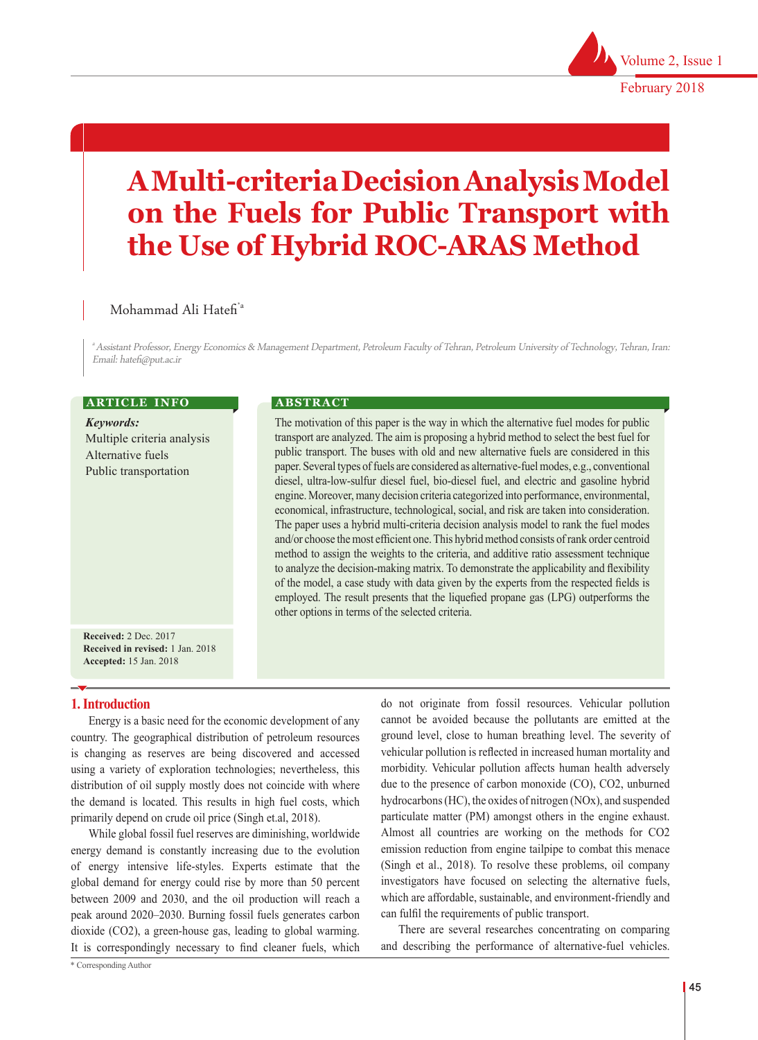# A Multi-criteria Decision Analysis Model on the Fuels for Public Transport with the Use of Hybrid ROC-ARAS Method

Mohammad Ali Hatefi*[a]

[a] *Assistant Professor, Energy Economics & Management Department, Petroleum Faculty of Tehran, Petroleum University of Technology, Tehran, Iran: Email: hatefi@put.ac.ir*

**ARTICLE INFO**

***Keywords:***

Multiple criteria analysis

Alternative fuels

Public transportation

**Received:** 2 Dec. 2017
**Received in revised:** 1 Jan. 2018
**Accepted:** 15 Jan. 2018

**ABSTRACT**

The motivation of this paper is the way in which the alternative fuel modes for public transport are analyzed. The aim is proposing a hybrid method to select the best fuel for public transport. The buses with old and new alternative fuels are considered in this paper. Several types of fuels are considered as alternative-fuel modes, e.g., conventional diesel, ultra-low-sulfur diesel fuel, bio-diesel fuel, and electric and gasoline hybrid engine. Moreover, many decision criteria categorized into performance, environmental, economical, infrastructure, technological, social, and risk are taken into consideration. The paper uses a hybrid multi-criteria decision analysis model to rank the fuel modes and/or choose the most efficient one. This hybrid method consists of rank order centroid method to assign the weights to the criteria, and additive ratio assessment technique to analyze the decision-making matrix. To demonstrate the applicability and flexibility of the model, a case study with data given by the experts from the respected fields is employed. The result presents that the liquefied propane gas (LPG) outperforms the other options in terms of the selected criteria.

## 1. Introduction

Energy is a basic need for the economic development of any country. The geographical distribution of petroleum resources is changing as reserves are being discovered and accessed using a variety of exploration technologies; nevertheless, this distribution of oil supply mostly does not coincide with where the demand is located. This results in high fuel costs, which primarily depend on crude oil price (Singh et.al, 2018).

While global fossil fuel reserves are diminishing, worldwide energy demand is constantly increasing due to the evolution of energy intensive life-styles. Experts estimate that the global demand for energy could rise by more than 50 percent between 2009 and 2030, and the oil production will reach a peak around 2020–2030. Burning fossil fuels generates carbon dioxide ($CO_2$), a green-house gas, leading to global warming. It is correspondingly necessary to find cleaner fuels, which do not originate from fossil resources. Vehicular pollution cannot be avoided because the pollutants are emitted at the ground level, close to human breathing level. The severity of vehicular pollution is reflected in increased human mortality and morbidity. Vehicular pollution affects human health adversely due to the presence of carbon monoxide (CO), $CO_2$, unburned hydrocarbons (HC), the oxides of nitrogen ($NO_x$), and suspended particulate matter (PM) amongst others in the engine exhaust. Almost all countries are working on the methods for $CO_2$ emission reduction from engine tailpipe to combat this menace (Singh et al., 2018). To resolve these problems, oil company investigators have focused on selecting the alternative fuels, which are affordable, sustainable, and environment-friendly and can fulfil the requirements of public transport.

There are several researches concentrating on comparing and describing the performance of alternative-fuel vehicles.

\* Corresponding Author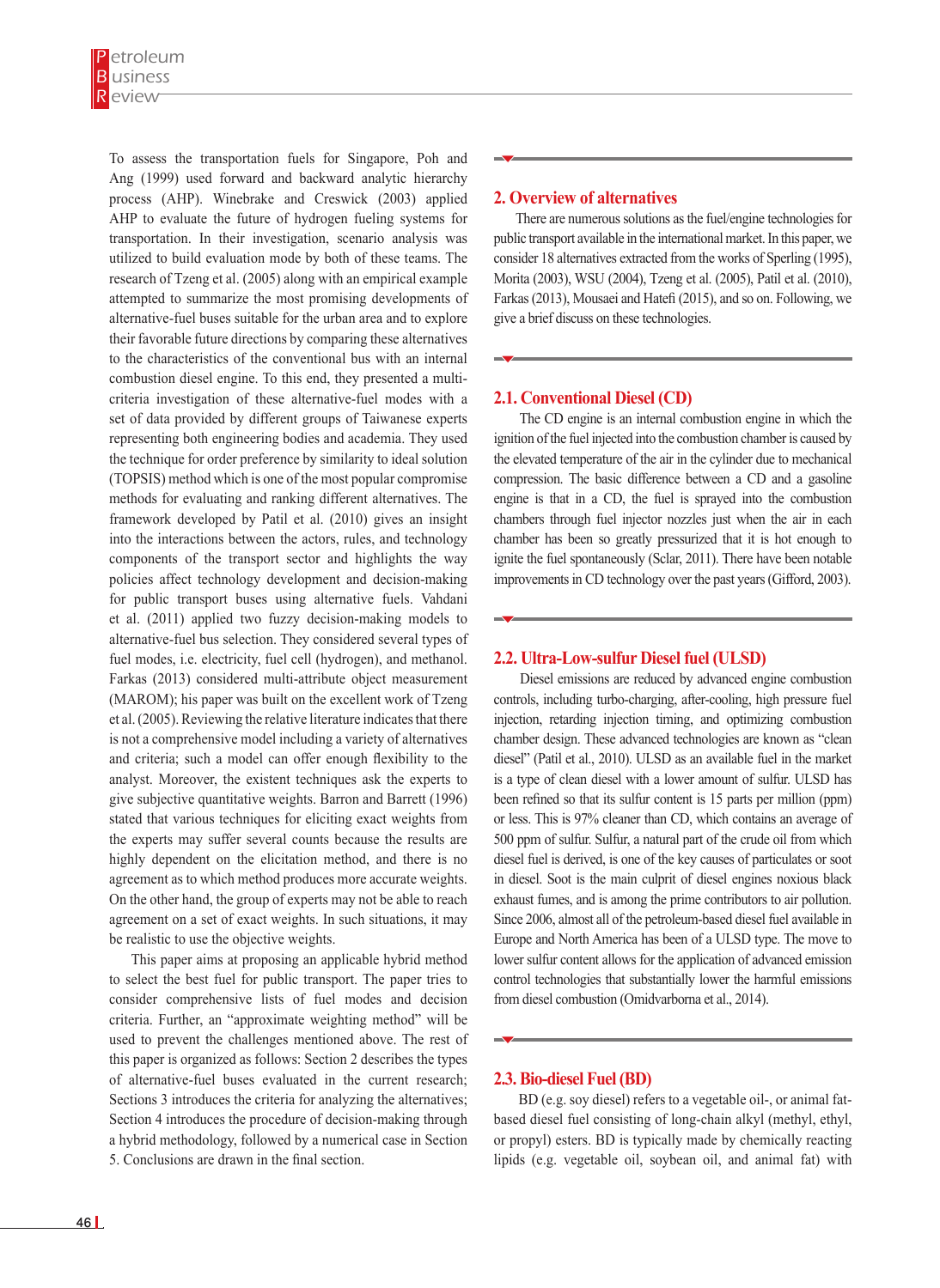To assess the transportation fuels for Singapore, Poh and Ang (1999) used forward and backward analytic hierarchy process (AHP). Winebrake and Creswick (2003) applied AHP to evaluate the future of hydrogen fueling systems for transportation. In their investigation, scenario analysis was utilized to build evaluation mode by both of these teams. The research of Tzeng et al. (2005) along with an empirical example attempted to summarize the most promising developments of alternative-fuel buses suitable for the urban area and to explore their favorable future directions by comparing these alternatives to the characteristics of the conventional bus with an internal combustion diesel engine. To this end, they presented a multi-criteria investigation of these alternative-fuel modes with a set of data provided by different groups of Taiwanese experts representing both engineering bodies and academia. They used the technique for order preference by similarity to ideal solution (TOPSIS) method which is one of the most popular compromise methods for evaluating and ranking different alternatives. The framework developed by Patil et al. (2010) gives an insight into the interactions between the actors, rules, and technology components of the transport sector and highlights the way policies affect technology development and decision-making for public transport buses using alternative fuels. Vahdani et al. (2011) applied two fuzzy decision-making models to alternative-fuel bus selection. They considered several types of fuel modes, i.e. electricity, fuel cell (hydrogen), and methanol. Farkas (2013) considered multi-attribute object measurement (MAROM); his paper was built on the excellent work of Tzeng et al. (2005). Reviewing the relative literature indicates that there is not a comprehensive model including a variety of alternatives and criteria; such a model can offer enough flexibility to the analyst. Moreover, the existent techniques ask the experts to give subjective quantitative weights. Barron and Barrett (1996) stated that various techniques for eliciting exact weights from the experts may suffer several counts because the results are highly dependent on the elicitation method, and there is no agreement as to which method produces more accurate weights. On the other hand, the group of experts may not be able to reach agreement on a set of exact weights. In such situations, it may be realistic to use the objective weights.

This paper aims at proposing an applicable hybrid method to select the best fuel for public transport. The paper tries to consider comprehensive lists of fuel modes and decision criteria. Further, an "approximate weighting method" will be used to prevent the challenges mentioned above. The rest of this paper is organized as follows: Section 2 describes the types of alternative-fuel buses evaluated in the current research; Sections 3 introduces the criteria for analyzing the alternatives; Section 4 introduces the procedure of decision-making through a hybrid methodology, followed by a numerical case in Section 5. Conclusions are drawn in the final section.

## 2. Overview of alternatives

There are numerous solutions as the fuel/engine technologies for public transport available in the international market. In this paper, we consider 18 alternatives extracted from the works of Sperling (1995), Morita (2003), WSU (2004), Tzeng et al. (2005), Patil et al. (2010), Farkas (2013), Mousaei and Hatefi (2015), and so on. Following, we give a brief discuss on these technologies.

### 2.1. Conventional Diesel (CD)

The CD engine is an internal combustion engine in which the ignition of the fuel injected into the combustion chamber is caused by the elevated temperature of the air in the cylinder due to mechanical compression. The basic difference between a CD and a gasoline engine is that in a CD, the fuel is sprayed into the combustion chambers through fuel injector nozzles just when the air in each chamber has been so greatly pressurized that it is hot enough to ignite the fuel spontaneously (Sclar, 2011). There have been notable improvements in CD technology over the past years (Gifford, 2003).

### 2.2. Ultra-Low-sulfur Diesel fuel (ULSD)

Diesel emissions are reduced by advanced engine combustion controls, including turbo-charging, after-cooling, high pressure fuel injection, retarding injection timing, and optimizing combustion chamber design. These advanced technologies are known as "clean diesel" (Patil et al., 2010). ULSD as an available fuel in the market is a type of clean diesel with a lower amount of sulfur. ULSD has been refined so that its sulfur content is 15 parts per million (ppm) or less. This is 97% cleaner than CD, which contains an average of 500 ppm of sulfur. Sulfur, a natural part of the crude oil from which diesel fuel is derived, is one of the key causes of particulates or soot in diesel. Soot is the main culprit of diesel engines noxious black exhaust fumes, and is among the prime contributors to air pollution. Since 2006, almost all of the petroleum-based diesel fuel available in Europe and North America has been of a ULSD type. The move to lower sulfur content allows for the application of advanced emission control technologies that substantially lower the harmful emissions from diesel combustion (Omidvarborna et al., 2014).

### 2.3. Bio-diesel Fuel (BD)

BD (e.g. soy diesel) refers to a vegetable oil-, or animal fat-based diesel fuel consisting of long-chain alkyl (methyl, ethyl, or propyl) esters. BD is typically made by chemically reacting lipids (e.g. vegetable oil, soybean oil, and animal fat) with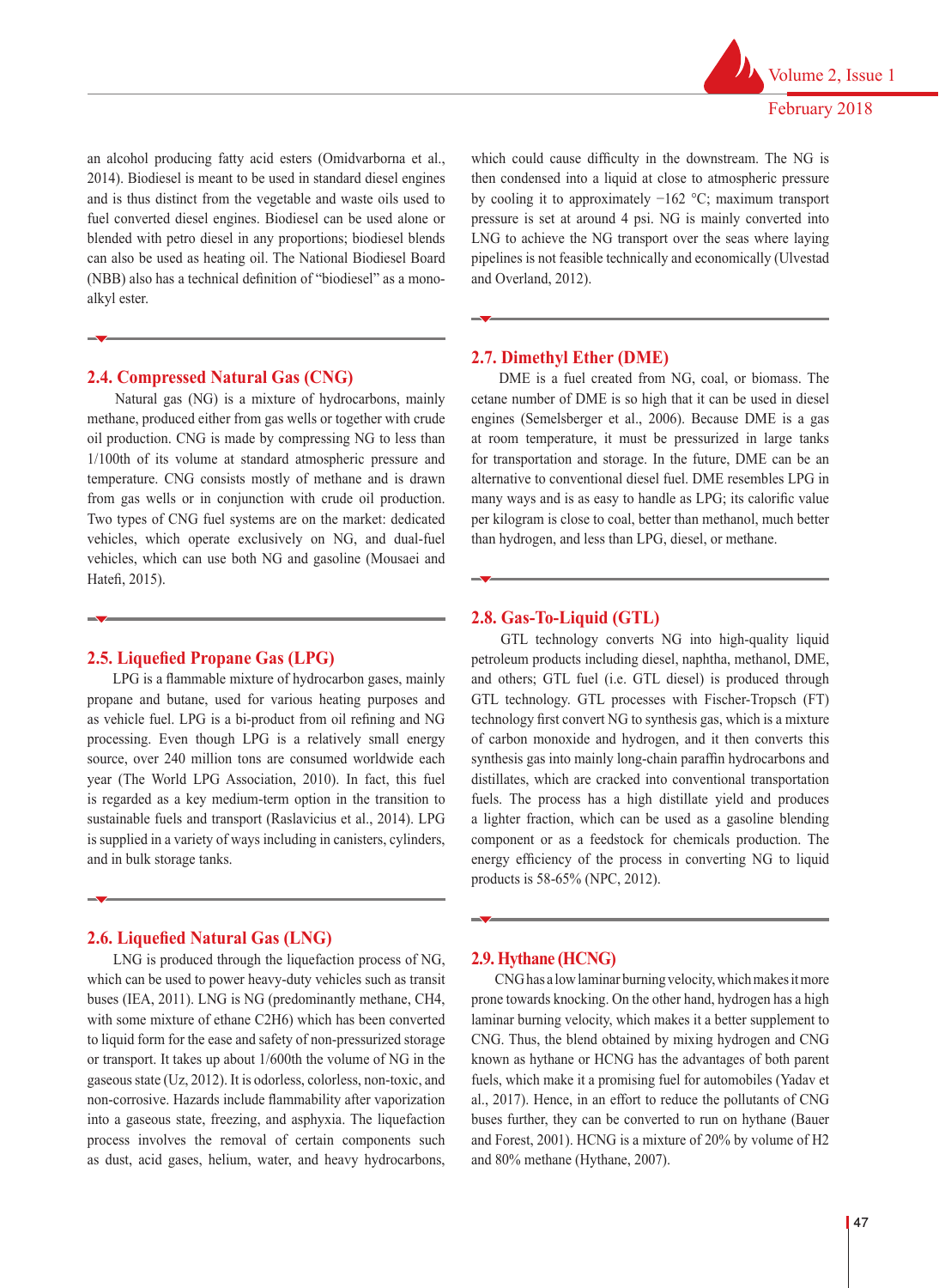an alcohol producing fatty acid esters (Omidvarborna et al., 2014). Biodiesel is meant to be used in standard diesel engines and is thus distinct from the vegetable and waste oils used to fuel converted diesel engines. Biodiesel can be used alone or blended with petro diesel in any proportions; biodiesel blends can also be used as heating oil. The National Biodiesel Board (NBB) also has a technical definition of "biodiesel" as a mono-alkyl ester.

## 2.4. Compressed Natural Gas (CNG)

Natural gas (NG) is a mixture of hydrocarbons, mainly methane, produced either from gas wells or together with crude oil production. CNG is made by compressing NG to less than 1/100th of its volume at standard atmospheric pressure and temperature. CNG consists mostly of methane and is drawn from gas wells or in conjunction with crude oil production. Two types of CNG fuel systems are on the market: dedicated vehicles, which operate exclusively on NG, and dual-fuel vehicles, which can use both NG and gasoline (Mousaei and Hatefi, 2015).

## 2.5. Liquefied Propane Gas (LPG)

LPG is a flammable mixture of hydrocarbon gases, mainly propane and butane, used for various heating purposes and as vehicle fuel. LPG is a bi-product from oil refining and NG processing. Even though LPG is a relatively small energy source, over 240 million tons are consumed worldwide each year (The World LPG Association, 2010). In fact, this fuel is regarded as a key medium-term option in the transition to sustainable fuels and transport (Raslavicius et al., 2014). LPG is supplied in a variety of ways including in canisters, cylinders, and in bulk storage tanks.

## 2.6. Liquefied Natural Gas (LNG)

LNG is produced through the liquefaction process of NG, which can be used to power heavy-duty vehicles such as transit buses (IEA, 2011). LNG is NG (predominantly methane, $CH_4$, with some mixture of ethane $C_2H_6$) which has been converted to liquid form for the ease and safety of non-pressurized storage or transport. It takes up about 1/600th the volume of NG in the gaseous state (Uz, 2012). It is odorless, colorless, non-toxic, and non-corrosive. Hazards include flammability after vaporization into a gaseous state, freezing, and asphyxia. The liquefaction process involves the removal of certain components such as dust, acid gases, helium, water, and heavy hydrocarbons, which could cause difficulty in the downstream. The NG is then condensed into a liquid at close to atmospheric pressure by cooling it to approximately −162 °C; maximum transport pressure is set at around 4 psi. NG is mainly converted into LNG to achieve the NG transport over the seas where laying pipelines is not feasible technically and economically (Ulvestad and Overland, 2012).

## 2.7. Dimethyl Ether (DME)

DME is a fuel created from NG, coal, or biomass. The cetane number of DME is so high that it can be used in diesel engines (Semelsberger et al., 2006). Because DME is a gas at room temperature, it must be pressurized in large tanks for transportation and storage. In the future, DME can be an alternative to conventional diesel fuel. DME resembles LPG in many ways and is as easy to handle as LPG; its calorific value per kilogram is close to coal, better than methanol, much better than hydrogen, and less than LPG, diesel, or methane.

## 2.8. Gas-To-Liquid (GTL)

GTL technology converts NG into high-quality liquid petroleum products including diesel, naphtha, methanol, DME, and others; GTL fuel (i.e. GTL diesel) is produced through GTL technology. GTL processes with Fischer-Tropsch (FT) technology first convert NG to synthesis gas, which is a mixture of carbon monoxide and hydrogen, and it then converts this synthesis gas into mainly long-chain paraffin hydrocarbons and distillates, which are cracked into conventional transportation fuels. The process has a high distillate yield and produces a lighter fraction, which can be used as a gasoline blending component or as a feedstock for chemicals production. The energy efficiency of the process in converting NG to liquid products is 58-65% (NPC, 2012).

## 2.9. Hythane (HCNG)

CNG has a low laminar burning velocity, which makes it more prone towards knocking. On the other hand, hydrogen has a high laminar burning velocity, which makes it a better supplement to CNG. Thus, the blend obtained by mixing hydrogen and CNG known as hythane or HCNG has the advantages of both parent fuels, which make it a promising fuel for automobiles (Yadav et al., 2017). Hence, in an effort to reduce the pollutants of CNG buses further, they can be converted to run on hythane (Bauer and Forest, 2001). HCNG is a mixture of 20% by volume of $H_2$ and 80% methane (Hythane, 2007).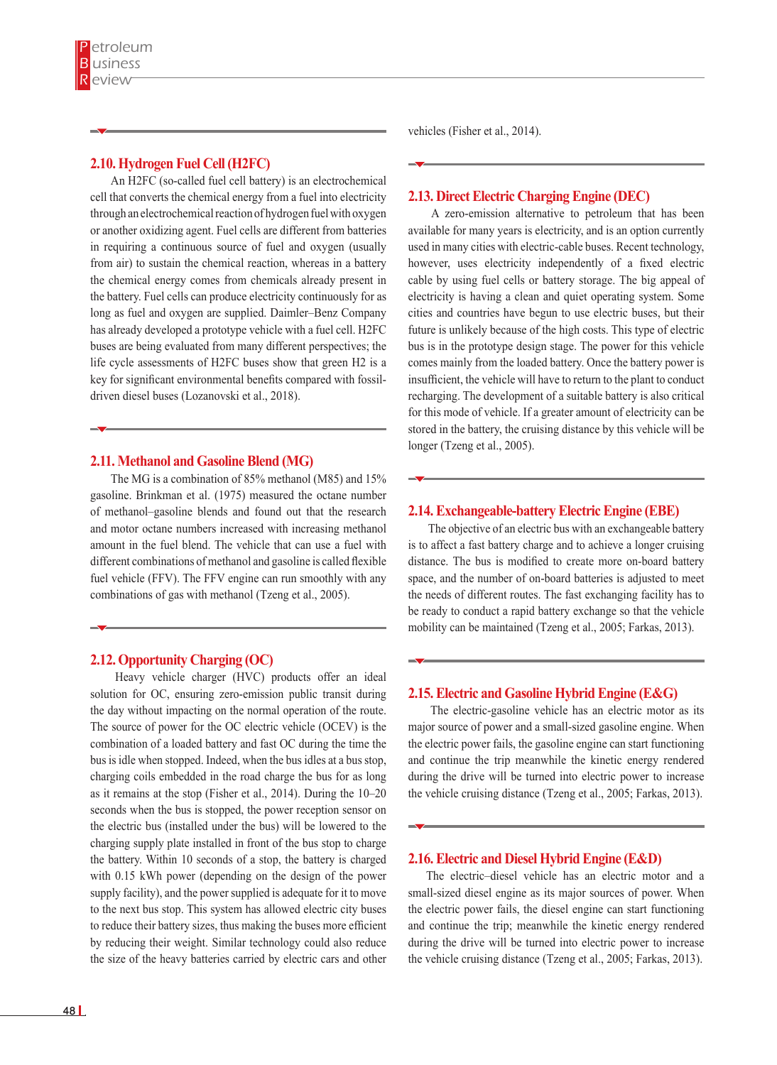## 2.10. Hydrogen Fuel Cell (H2FC)

An H2FC (so-called fuel cell battery) is an electrochemical cell that converts the chemical energy from a fuel into electricity through an electrochemical reaction of hydrogen fuel with oxygen or another oxidizing agent. Fuel cells are different from batteries in requiring a continuous source of fuel and oxygen (usually from air) to sustain the chemical reaction, whereas in a battery the chemical energy comes from chemicals already present in the battery. Fuel cells can produce electricity continuously for as long as fuel and oxygen are supplied. Daimler–Benz Company has already developed a prototype vehicle with a fuel cell. H2FC buses are being evaluated from many different perspectives; the life cycle assessments of H2FC buses show that green H2 is a key for significant environmental benefits compared with fossil-driven diesel buses (Lozanovski et al., 2018).

## 2.11. Methanol and Gasoline Blend (MG)

The MG is a combination of 85% methanol (M85) and 15% gasoline. Brinkman et al. (1975) measured the octane number of methanol–gasoline blends and found out that the research and motor octane numbers increased with increasing methanol amount in the fuel blend. The vehicle that can use a fuel with different combinations of methanol and gasoline is called flexible fuel vehicle (FFV). The FFV engine can run smoothly with any combinations of gas with methanol (Tzeng et al., 2005).

## 2.12. Opportunity Charging (OC)

Heavy vehicle charger (HVC) products offer an ideal solution for OC, ensuring zero-emission public transit during the day without impacting on the normal operation of the route. The source of power for the OC electric vehicle (OCEV) is the combination of a loaded battery and fast OC during the time the bus is idle when stopped. Indeed, when the bus idles at a bus stop, charging coils embedded in the road charge the bus for as long as it remains at the stop (Fisher et al., 2014). During the 10–20 seconds when the bus is stopped, the power reception sensor on the electric bus (installed under the bus) will be lowered to the charging supply plate installed in front of the bus stop to charge the battery. Within 10 seconds of a stop, the battery is charged with 0.15 kWh power (depending on the design of the power supply facility), and the power supplied is adequate for it to move to the next bus stop. This system has allowed electric city buses to reduce their battery sizes, thus making the buses more efficient by reducing their weight. Similar technology could also reduce the size of the heavy batteries carried by electric cars and other vehicles (Fisher et al., 2014).

## 2.13. Direct Electric Charging Engine (DEC)

A zero-emission alternative to petroleum that has been available for many years is electricity, and is an option currently used in many cities with electric-cable buses. Recent technology, however, uses electricity independently of a fixed electric cable by using fuel cells or battery storage. The big appeal of electricity is having a clean and quiet operating system. Some cities and countries have begun to use electric buses, but their future is unlikely because of the high costs. This type of electric bus is in the prototype design stage. The power for this vehicle comes mainly from the loaded battery. Once the battery power is insufficient, the vehicle will have to return to the plant to conduct recharging. The development of a suitable battery is also critical for this mode of vehicle. If a greater amount of electricity can be stored in the battery, the cruising distance by this vehicle will be longer (Tzeng et al., 2005).

## 2.14. Exchangeable-battery Electric Engine (EBE)

The objective of an electric bus with an exchangeable battery is to affect a fast battery charge and to achieve a longer cruising distance. The bus is modified to create more on-board battery space, and the number of on-board batteries is adjusted to meet the needs of different routes. The fast exchanging facility has to be ready to conduct a rapid battery exchange so that the vehicle mobility can be maintained (Tzeng et al., 2005; Farkas, 2013).

## 2.15. Electric and Gasoline Hybrid Engine (E&G)

The electric-gasoline vehicle has an electric motor as its major source of power and a small-sized gasoline engine. When the electric power fails, the gasoline engine can start functioning and continue the trip meanwhile the kinetic energy rendered during the drive will be turned into electric power to increase the vehicle cruising distance (Tzeng et al., 2005; Farkas, 2013).

## 2.16. Electric and Diesel Hybrid Engine (E&D)

The electric–diesel vehicle has an electric motor and a small-sized diesel engine as its major sources of power. When the electric power fails, the diesel engine can start functioning and continue the trip; meanwhile the kinetic energy rendered during the drive will be turned into electric power to increase the vehicle cruising distance (Tzeng et al., 2005; Farkas, 2013).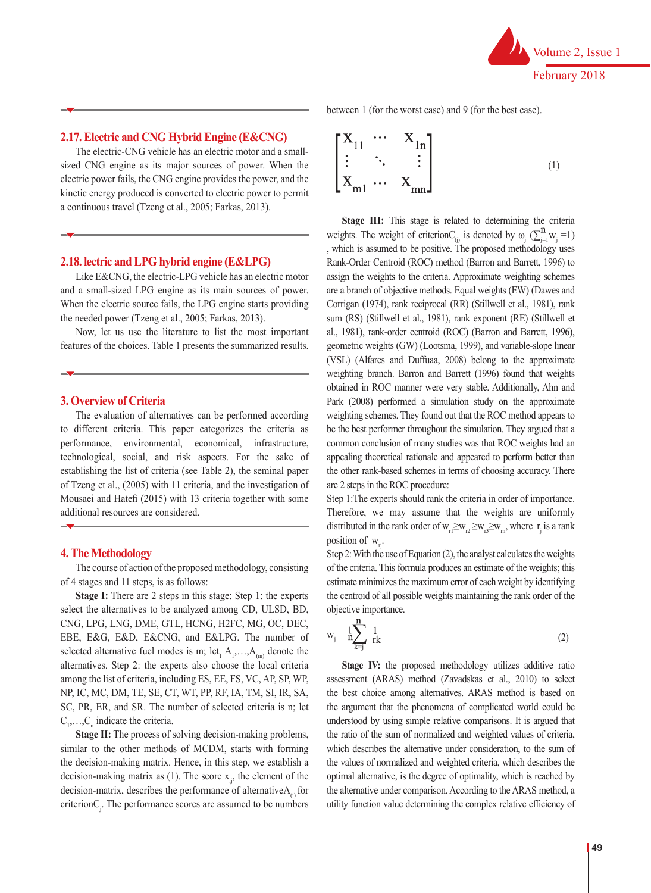## 2.17. Electric and CNG Hybrid Engine (E&CNG)

The electric-CNG vehicle has an electric motor and a small-sized CNG engine as its major sources of power. When the electric power fails, the CNG engine provides the power, and the kinetic energy produced is converted to electric power to permit a continuous travel (Tzeng et al., 2005; Farkas, 2013).

## 2.18. lectric and LPG hybrid engine (E&LPG)

Like E&CNG, the electric-LPG vehicle has an electric motor and a small-sized LPG engine as its main sources of power. When the electric source fails, the LPG engine starts providing the needed power (Tzeng et al., 2005; Farkas, 2013).

Now, let us use the literature to list the most important features of the choices. Table 1 presents the summarized results.

## 3. Overview of Criteria

The evaluation of alternatives can be performed according to different criteria. This paper categorizes the criteria as performance, environmental, economical, infrastructure, technological, social, and risk aspects. For the sake of establishing the list of criteria (see Table 2), the seminal paper of Tzeng et al., (2005) with 11 criteria, and the investigation of Mousaei and Hatefi (2015) with 13 criteria together with some additional resources are considered.

## 4. The Methodology

The course of action of the proposed methodology, consisting of 4 stages and 11 steps, is as follows:

**Stage I:** There are 2 steps in this stage: Step 1: the experts select the alternatives to be analyzed among CD, ULSD, BD, CNG, LPG, LNG, DME, GTL, HCNG, H2FC, MG, OC, DEC, EBE, E&G, E&D, E&CNG, and E&LPG. The number of selected alternative fuel modes is m; let, $A_1,\ldots,A_{(m)}$ denote the alternatives. Step 2: the experts also choose the local criteria among the list of criteria, including ES, EE, FS, VC, AP, SP, WP, NP, IC, MC, DM, TE, SE, CT, WT, PP, RF, IA, TM, SI, IR, SA, SC, PR, ER, and SR. The number of selected criteria is n; let $C_1,\ldots,C_n$ indicate the criteria.

**Stage II:** The process of solving decision-making problems, similar to the other methods of MCDM, starts with forming the decision-making matrix. Hence, in this step, we establish a decision-making matrix as (1). The score $x_{ij}$, the element of the decision-matrix, describes the performance of alternative $A_{(i)}$ for criterion $C_j$. The performance scores are assumed to be numbers between 1 (for the worst case) and 9 (for the best case).

$$\begin{bmatrix} x_{11} & \cdots & x_{1n} \\ \vdots & \ddots & \vdots \\ x_{m1} & \cdots & x_{mn} \end{bmatrix} \tag{1}$$

**Stage III:** This stage is related to determining the criteria weights. The weight of criterion $C_{(j)}$ is denoted by $\omega_j$ ($\sum_{j=1}^{n} w_j = 1$), which is assumed to be positive. The proposed methodology uses Rank-Order Centroid (ROC) method (Barron and Barrett, 1996) to assign the weights to the criteria. Approximate weighting schemes are a branch of objective methods. Equal weights (EW) (Dawes and Corrigan (1974), rank reciprocal (RR) (Stillwell et al., 1981), rank sum (RS) (Stillwell et al., 1981), rank exponent (RE) (Stillwell et al., 1981), rank-order centroid (ROC) (Barron and Barrett, 1996), geometric weights (GW) (Lootsma, 1999), and variable-slope linear (VSL) (Alfares and Duffuaa, 2008) belong to the approximate weighting branch. Barron and Barrett (1996) found that weights obtained in ROC manner were very stable. Additionally, Ahn and Park (2008) performed a simulation study on the approximate weighting schemes. They found out that the ROC method appears to be the best performer throughout the simulation. They argued that a common conclusion of many studies was that ROC weights had an appealing theoretical rationale and appeared to perform better than the other rank-based schemes in terms of choosing accuracy. There are 2 steps in the ROC procedure:

Step 1:The experts should rank the criteria in order of importance. Therefore, we may assume that the weights are uniformly distributed in the rank order of $w_{r1} \geq w_{r2} \geq w_{r3} \geq w_{rn}$, where $r_j$ is a rank position of $w_{rj}$.

Step 2: With the use of Equation (2), the analyst calculates the weights of the criteria. This formula produces an estimate of the weights; this estimate minimizes the maximum error of each weight by identifying the centroid of all possible weights maintaining the rank order of the objective importance.

$$w_j = \frac{1}{n}\sum_{k=j}^{n} \frac{1}{rk} \tag{2}$$

**Stage IV:** the proposed methodology utilizes additive ratio assessment (ARAS) method (Zavadskas et al., 2010) to select the best choice among alternatives. ARAS method is based on the argument that the phenomena of complicated world could be understood by using simple relative comparisons. It is argued that the ratio of the sum of normalized and weighted values of criteria, which describes the alternative under consideration, to the sum of the values of normalized and weighted criteria, which describes the optimal alternative, is the degree of optimality, which is reached by the alternative under comparison. According to the ARAS method, a utility function value determining the complex relative efficiency of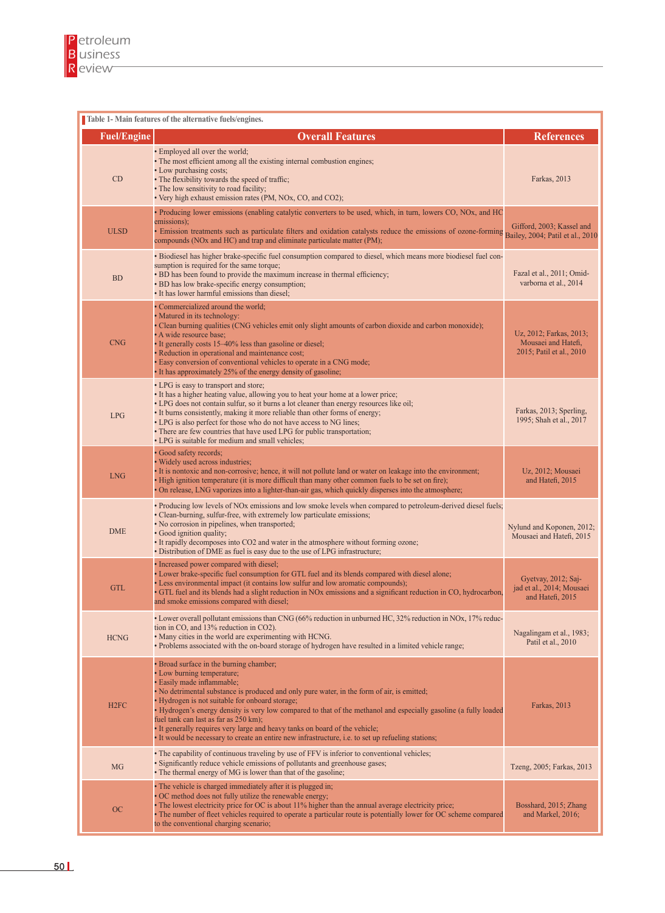Table 1- Main features of the alternative fuels/engines.

| Fuel/Engine | Overall Features | References |
|---|---|---|
| CD | • Employed all over the world;<br>• The most efficient among all the existing internal combustion engines;<br>• Low purchasing costs;<br>• The flexibility towards the speed of traffic;<br>• The low sensitivity to road facility;<br>• Very high exhaust emission rates (PM, NOx, CO, and CO2); | Farkas, 2013 |
| ULSD | • Producing lower emissions (enabling catalytic converters to be used, which, in turn, lowers CO, NOx, and HC emissions);<br>• Emission treatments such as particulate filters and oxidation catalysts reduce the emissions of ozone-forming compounds (NOx and HC) and trap and eliminate particulate matter (PM); | Gifford, 2003; Kassel and Bailey, 2004; Patil et al., 2010 |
| BD | • Biodiesel has higher brake-specific fuel consumption compared to diesel, which means more biodiesel fuel consumption is required for the same torque;<br>• BD has been found to provide the maximum increase in thermal efficiency;<br>• BD has low brake-specific energy consumption;<br>• It has lower harmful emissions than diesel; | Fazal et al., 2011; Omidvarborna et al., 2014 |
| CNG | • Commercialized around the world;<br>• Matured in its technology:<br>• Clean burning qualities (CNG vehicles emit only slight amounts of carbon dioxide and carbon monoxide);<br>• A wide resource base;<br>• It generally costs 15–40% less than gasoline or diesel;<br>• Reduction in operational and maintenance cost;<br>• Easy conversion of conventional vehicles to operate in a CNG mode;<br>• It has approximately 25% of the energy density of gasoline; | Uz, 2012; Farkas, 2013; Mousaei and Hatefi, 2015; Patil et al., 2010 |
| LPG | • LPG is easy to transport and store;<br>• It has a higher heating value, allowing you to heat your home at a lower price;<br>• LPG does not contain sulfur, so it burns a lot cleaner than energy resources like oil;<br>• It burns consistently, making it more reliable than other forms of energy;<br>• LPG is also perfect for those who do not have access to NG lines;<br>• There are few countries that have used LPG for public transportation;<br>• LPG is suitable for medium and small vehicles; | Farkas, 2013; Sperling, 1995; Shah et al., 2017 |
| LNG | • Good safety records;<br>• Widely used across industries;<br>• It is nontoxic and non-corrosive; hence, it will not pollute land or water on leakage into the environment;<br>• High ignition temperature (it is more difficult than many other common fuels to be set on fire);<br>• On release, LNG vaporizes into a lighter-than-air gas, which quickly disperses into the atmosphere; | Uz, 2012; Mousaei and Hatefi, 2015 |
| DME | • Producing low levels of NOx emissions and low smoke levels when compared to petroleum-derived diesel fuels;<br>• Clean-burning, sulfur-free, with extremely low particulate emissions;<br>• No corrosion in pipelines, when transported;<br>• Good ignition quality;<br>• It rapidly decomposes into CO2 and water in the atmosphere without forming ozone;<br>• Distribution of DME as fuel is easy due to the use of LPG infrastructure; | Nylund and Koponen, 2012; Mousaei and Hatefi, 2015 |
| GTL | • Increased power compared with diesel;<br>• Lower brake-specific fuel consumption for GTL fuel and its blends compared with diesel alone;<br>• Less environmental impact (it contains low sulfur and low aromatic compounds);<br>• GTL fuel and its blends had a slight reduction in NOx emissions and a significant reduction in CO, hydrocarbon, and smoke emissions compared with diesel; | Gyetvay, 2012; Sajjad et al., 2014; Mousaei and Hatefi, 2015 |
| HCNG | • Lower overall pollutant emissions than CNG (66% reduction in unburned HC, 32% reduction in NOx, 17% reduction in CO, and 13% reduction in CO2).<br>• Many cities in the world are experimenting with HCNG.<br>• Problems associated with the on-board storage of hydrogen have resulted in a limited vehicle range; | Nagalingam et al., 1983; Patil et al., 2010 |
| H2FC | • Broad surface in the burning chamber;<br>• Low burning temperature;<br>• Easily made inflammable;<br>• No detrimental substance is produced and only pure water, in the form of air, is emitted;<br>• Hydrogen is not suitable for onboard storage;<br>• Hydrogen's energy density is very low compared to that of the methanol and especially gasoline (a fully loaded fuel tank can last as far as 250 km);<br>• It generally requires very large and heavy tanks on board of the vehicle;<br>• It would be necessary to create an entire new infrastructure, i.e. to set up refueling stations; | Farkas, 2013 |
| MG | • The capability of continuous traveling by use of FFV is inferior to conventional vehicles;<br>• Significantly reduce vehicle emissions of pollutants and greenhouse gases;<br>• The thermal energy of MG is lower than that of the gasoline; | Tzeng, 2005; Farkas, 2013 |
| OC | • The vehicle is charged immediately after it is plugged in;<br>• OC method does not fully utilize the renewable energy;<br>• The lowest electricity price for OC is about 11% higher than the annual average electricity price;<br>• The number of fleet vehicles required to operate a particular route is potentially lower for OC scheme compared to the conventional charging scenario; | Bosshard, 2015; Zhang and Markel, 2016; |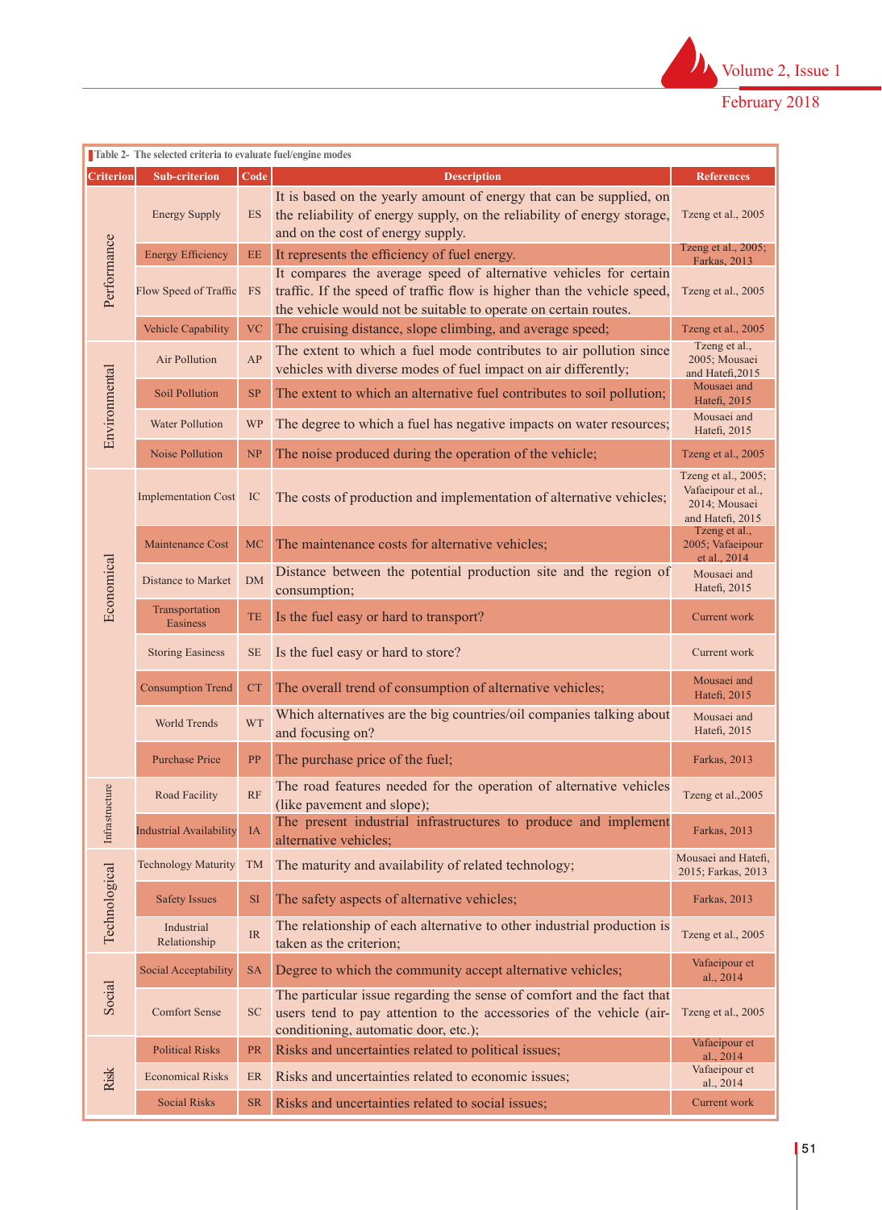Table 2- The selected criteria to evaluate fuel/engine modes

| Criterion | Sub-criterion | Code | Description | References |
|---|---|---|---|---|
| Performance | Energy Supply | ES | It is based on the yearly amount of energy that can be supplied, on the reliability of energy supply, on the reliability of energy storage, and on the cost of energy supply. | Tzeng et al., 2005 |
| | Energy Efficiency | EE | It represents the efficiency of fuel energy. | Tzeng et al., 2005; Farkas, 2013 |
| | Flow Speed of Traffic | FS | It compares the average speed of alternative vehicles for certain traffic. If the speed of traffic flow is higher than the vehicle speed, the vehicle would not be suitable to operate on certain routes. | Tzeng et al., 2005 |
| | Vehicle Capability | VC | The cruising distance, slope climbing, and average speed; | Tzeng et al., 2005 |
| Environmental | Air Pollution | AP | The extent to which a fuel mode contributes to air pollution since vehicles with diverse modes of fuel impact on air differently; | Tzeng et al., 2005; Mousaei and Hatefi,2015 |
| | Soil Pollution | SP | The extent to which an alternative fuel contributes to soil pollution; | Mousaei and Hatefi, 2015 |
| | Water Pollution | WP | The degree to which a fuel has negative impacts on water resources; | Mousaei and Hatefi, 2015 |
| | Noise Pollution | NP | The noise produced during the operation of the vehicle; | Tzeng et al., 2005 |
| Economical | Implementation Cost | IC | The costs of production and implementation of alternative vehicles; | Tzeng et al., 2005; Vafaeipour et al., 2014; Mousaei and Hatefi, 2015 |
| | Maintenance Cost | MC | The maintenance costs for alternative vehicles; | Tzeng et al., 2005; Vafaeipour et al., 2014 |
| | Distance to Market | DM | Distance between the potential production site and the region of consumption; | Mousaei and Hatefi, 2015 |
| | Transportation Easiness | TE | Is the fuel easy or hard to transport? | Current work |
| | Storing Easiness | SE | Is the fuel easy or hard to store? | Current work |
| | Consumption Trend | CT | The overall trend of consumption of alternative vehicles; | Mousaei and Hatefi, 2015 |
| | World Trends | WT | Which alternatives are the big countries/oil companies talking about and focusing on? | Mousaei and Hatefi, 2015 |
| | Purchase Price | PP | The purchase price of the fuel; | Farkas, 2013 |
| Infrastructure | Road Facility | RF | The road features needed for the operation of alternative vehicles (like pavement and slope); | Tzeng et al.,2005 |
| | Industrial Availability | IA | The present industrial infrastructures to produce and implement alternative vehicles; | Farkas, 2013 |
| Technological | Technology Maturity | TM | The maturity and availability of related technology; | Mousaei and Hatefi, 2015; Farkas, 2013 |
| | Safety Issues | SI | The safety aspects of alternative vehicles; | Farkas, 2013 |
| | Industrial Relationship | IR | The relationship of each alternative to other industrial production is taken as the criterion; | Tzeng et al., 2005 |
| Social | Social Acceptability | SA | Degree to which the community accept alternative vehicles; | Vafaeipour et al., 2014 |
| | Comfort Sense | SC | The particular issue regarding the sense of comfort and the fact that users tend to pay attention to the accessories of the vehicle (air-conditioning, automatic door, etc.); | Tzeng et al., 2005 |
| Risk | Political Risks | PR | Risks and uncertainties related to political issues; | Vafaeipour et al., 2014 |
| | Economical Risks | ER | Risks and uncertainties related to economic issues; | Vafaeipour et al., 2014 |
| | Social Risks | SR | Risks and uncertainties related to social issues; | Current work |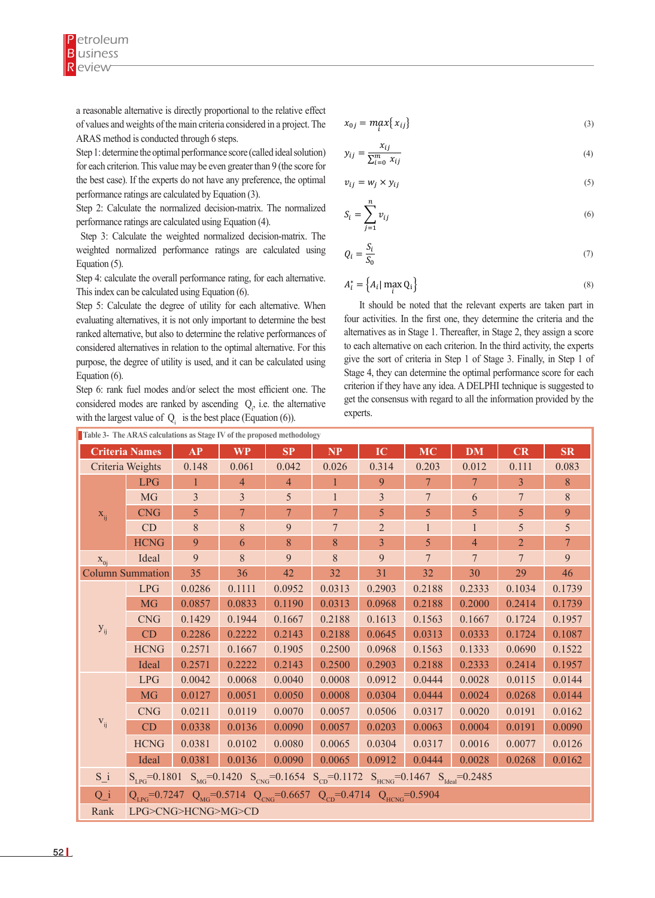a reasonable alternative is directly proportional to the relative effect of values and weights of the main criteria considered in a project. The ARAS method is conducted through 6 steps.

Step 1: determine the optimal performance score (called ideal solution) for each criterion. This value may be even greater than 9 (the score for the best case). If the experts do not have any preference, the optimal performance ratings are calculated by Equation (3).

Step 2: Calculate the normalized decision-matrix. The normalized performance ratings are calculated using Equation (4).

Step 3: Calculate the weighted normalized decision-matrix. The weighted normalized performance ratings are calculated using Equation (5).

Step 4: calculate the overall performance rating, for each alternative. This index can be calculated using Equation (6).

Step 5: Calculate the degree of utility for each alternative. When evaluating alternatives, it is not only important to determine the best ranked alternative, but also to determine the relative performances of considered alternatives in relation to the optimal alternative. For this purpose, the degree of utility is used, and it can be calculated using Equation (6).

Step 6: rank fuel modes and/or select the most efficient one. The considered modes are ranked by ascending $Q_i$, i.e. the alternative with the largest value of $Q_i$ is the best place (Equation (6)).

$$x_{0j} = \max_i \{x_{ij}\} \tag{3}$$

$$y_{ij} = \frac{x_{ij}}{\sum_{i=0}^{m} x_{ij}} \tag{4}$$

$$v_{ij} = w_j \times y_{ij} \tag{5}$$

$$S_i = \sum_{j=1}^{n} v_{ij} \tag{6}$$

$$Q_i = \frac{S_i}{S_0} \tag{7}$$

$$A_i^* = \{A_i \mid \max_i Q_i\} \tag{8}$$

It should be noted that the relevant experts are taken part in four activities. In the first one, they determine the criteria and the alternatives as in Stage 1. Thereafter, in Stage 2, they assign a score to each alternative on each criterion. In the third activity, the experts give the sort of criteria in Step 1 of Stage 3. Finally, in Step 1 of Stage 4, they can determine the optimal performance score for each criterion if they have any idea. A DELPHI technique is suggested to get the consensus with regard to all the information provided by the experts.

Table 3- The ARAS calculations as Stage IV of the proposed methodology

| Criteria Names | | AP | WP | SP | NP | IC | MC | DM | CR | SR |
|---|---|---|---|---|---|---|---|---|---|---|
| Criteria Weights | | 0.148 | 0.061 | 0.042 | 0.026 | 0.314 | 0.203 | 0.012 | 0.111 | 0.083 |
| $x_{ij}$ | LPG | 1 | 4 | 4 | 1 | 9 | 7 | 7 | 3 | 8 |
| | MG | 3 | 3 | 5 | 1 | 3 | 7 | 6 | 7 | 8 |
| | CNG | 5 | 7 | 7 | 7 | 5 | 5 | 5 | 5 | 9 |
| | CD | 8 | 8 | 9 | 7 | 2 | 1 | 1 | 5 | 5 |
| | HCNG | 9 | 6 | 8 | 8 | 3 | 5 | 4 | 2 | 7 |
| $x_{0j}$ | Ideal | 9 | 8 | 9 | 8 | 9 | 7 | 7 | 7 | 9 |
| Column Summation | | 35 | 36 | 42 | 32 | 31 | 32 | 30 | 29 | 46 |
| $y_{ij}$ | LPG | 0.0286 | 0.1111 | 0.0952 | 0.0313 | 0.2903 | 0.2188 | 0.2333 | 0.1034 | 0.1739 |
| | MG | 0.0857 | 0.0833 | 0.1190 | 0.0313 | 0.0968 | 0.2188 | 0.2000 | 0.2414 | 0.1739 |
| | CNG | 0.1429 | 0.1944 | 0.1667 | 0.2188 | 0.1613 | 0.1563 | 0.1667 | 0.1724 | 0.1957 |
| | CD | 0.2286 | 0.2222 | 0.2143 | 0.2188 | 0.0645 | 0.0313 | 0.0333 | 0.1724 | 0.1087 |
| | HCNG | 0.2571 | 0.1667 | 0.1905 | 0.2500 | 0.0968 | 0.1563 | 0.1333 | 0.0690 | 0.1522 |
| | Ideal | 0.2571 | 0.2222 | 0.2143 | 0.2500 | 0.2903 | 0.2188 | 0.2333 | 0.2414 | 0.1957 |
| $v_{ij}$ | LPG | 0.0042 | 0.0068 | 0.0040 | 0.0008 | 0.0912 | 0.0444 | 0.0028 | 0.0115 | 0.0144 |
| | MG | 0.0127 | 0.0051 | 0.0050 | 0.0008 | 0.0304 | 0.0444 | 0.0024 | 0.0268 | 0.0144 |
| | CNG | 0.0211 | 0.0119 | 0.0070 | 0.0057 | 0.0506 | 0.0317 | 0.0020 | 0.0191 | 0.0162 |
| | CD | 0.0338 | 0.0136 | 0.0090 | 0.0057 | 0.0203 | 0.0063 | 0.0004 | 0.0191 | 0.0090 |
| | HCNG | 0.0381 | 0.0102 | 0.0080 | 0.0065 | 0.0304 | 0.0317 | 0.0016 | 0.0077 | 0.0126 |
| | Ideal | 0.0381 | 0.0136 | 0.0090 | 0.0065 | 0.0912 | 0.0444 | 0.0028 | 0.0268 | 0.0162 |
| S_i | $S_{LPG}$=0.1801 $S_{MG}$=0.1420 $S_{CNG}$=0.1654 $S_{CD}$=0.1172 $S_{HCNG}$=0.1467 $S_{Ideal}$=0.2485 | | | | | | | | | |
| Q_i | $Q_{LPG}$=0.7247 $Q_{MG}$=0.5714 $Q_{CNG}$=0.6657 $Q_{CD}$=0.4714 $Q_{HCNG}$=0.5904 | | | | | | | | | |
| Rank | LPG>CNG>HCNG>MG>CD | | | | | | | | | |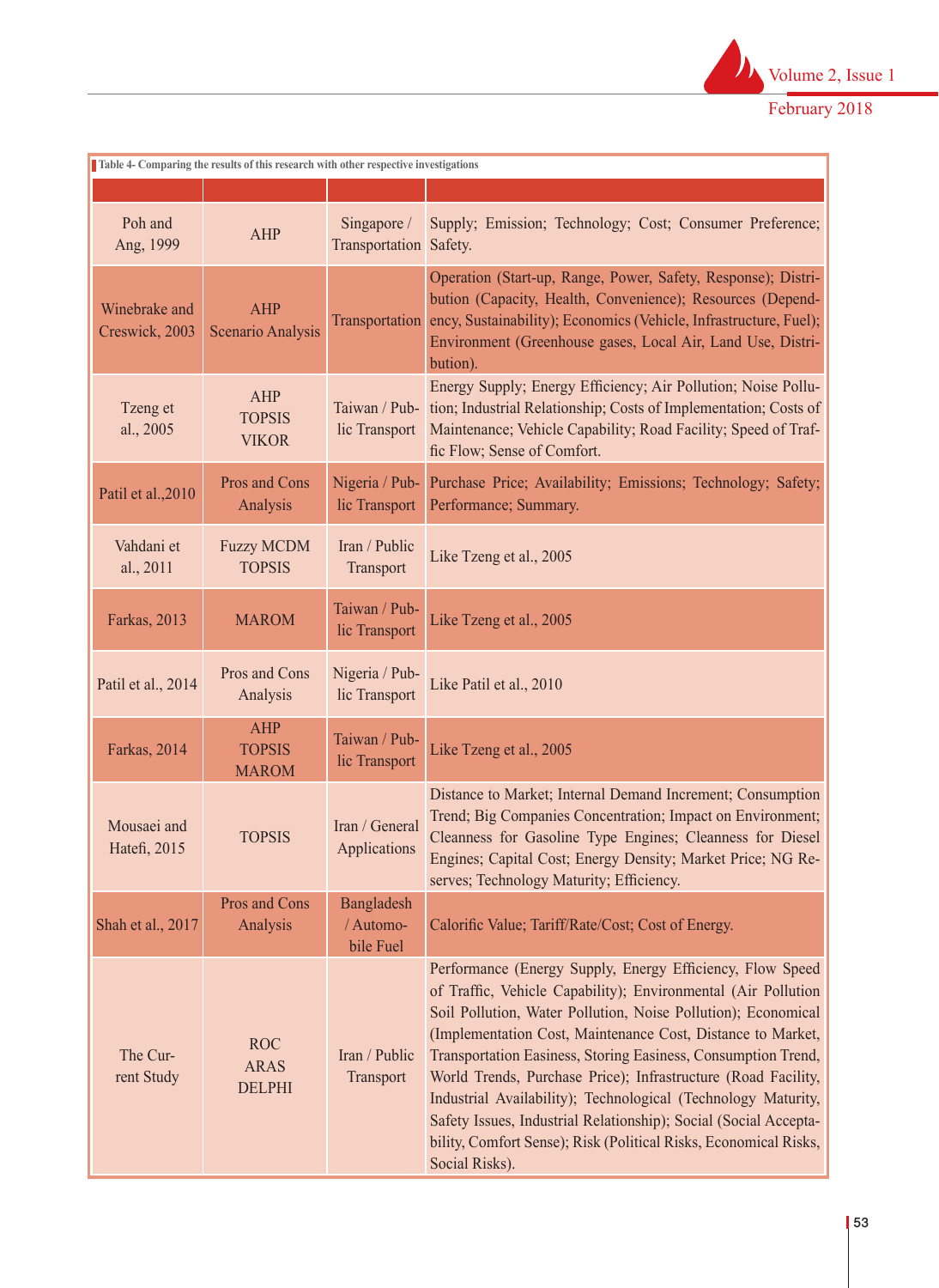Table 4- Comparing the results of this research with other respective investigations

| | | | |
|---|---|---|---|
| Poh and Ang, 1999 | AHP | Singapore / Transportation | Supply; Emission; Technology; Cost; Consumer Preference; Safety. |
| Winebrake and Creswick, 2003 | AHP Scenario Analysis | Transportation | Operation (Start-up, Range, Power, Safety, Response); Distribution (Capacity, Health, Convenience); Resources (Dependency, Sustainability); Economics (Vehicle, Infrastructure, Fuel); Environment (Greenhouse gases, Local Air, Land Use, Distribution). |
| Tzeng et al., 2005 | AHP TOPSIS VIKOR | Taiwan / Public Transport | Energy Supply; Energy Efficiency; Air Pollution; Noise Pollution; Industrial Relationship; Costs of Implementation; Costs of Maintenance; Vehicle Capability; Road Facility; Speed of Traffic Flow; Sense of Comfort. |
| Patil et al.,2010 | Pros and Cons Analysis | Nigeria / Public Transport | Purchase Price; Availability; Emissions; Technology; Safety; Performance; Summary. |
| Vahdani et al., 2011 | Fuzzy MCDM TOPSIS | Iran / Public Transport | Like Tzeng et al., 2005 |
| Farkas, 2013 | MAROM | Taiwan / Public Transport | Like Tzeng et al., 2005 |
| Patil et al., 2014 | Pros and Cons Analysis | Nigeria / Public Transport | Like Patil et al., 2010 |
| Farkas, 2014 | AHP TOPSIS MAROM | Taiwan / Public Transport | Like Tzeng et al., 2005 |
| Mousaei and Hatefi, 2015 | TOPSIS | Iran / General Applications | Distance to Market; Internal Demand Increment; Consumption Trend; Big Companies Concentration; Impact on Environment; Cleanness for Gasoline Type Engines; Cleanness for Diesel Engines; Capital Cost; Energy Density; Market Price; NG Reserves; Technology Maturity; Efficiency. |
| Shah et al., 2017 | Pros and Cons Analysis | Bangladesh / Automobile Fuel | Calorific Value; Tariff/Rate/Cost; Cost of Energy. |
| The Current Study | ROC ARAS DELPHI | Iran / Public Transport | Performance (Energy Supply, Energy Efficiency, Flow Speed of Traffic, Vehicle Capability); Environmental (Air Pollution Soil Pollution, Water Pollution, Noise Pollution); Economical (Implementation Cost, Maintenance Cost, Distance to Market, Transportation Easiness, Storing Easiness, Consumption Trend, World Trends, Purchase Price); Infrastructure (Road Facility, Industrial Availability); Technological (Technology Maturity, Safety Issues, Industrial Relationship); Social (Social Acceptability, Comfort Sense); Risk (Political Risks, Economical Risks, Social Risks). |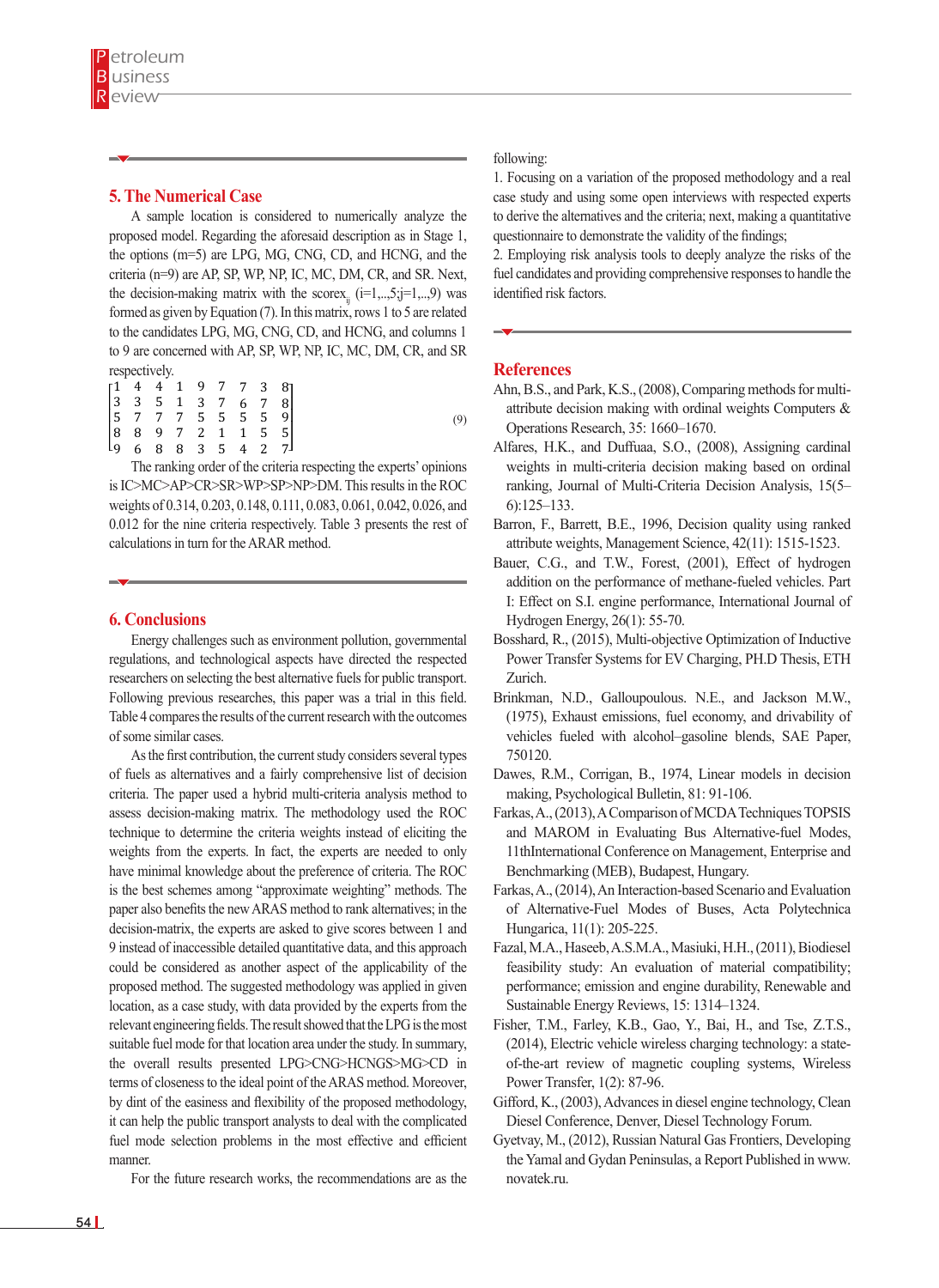## 5. The Numerical Case

A sample location is considered to numerically analyze the proposed model. Regarding the aforesaid description as in Stage 1, the options (m=5) are LPG, MG, CNG, CD, and HCNG, and the criteria (n=9) are AP, SP, WP, NP, IC, MC, DM, CR, and SR. Next, the decision-making matrix with the scorex$_{ij}$ (i=1,..,5;j=1,..,9) was formed as given by Equation (7). In this matrix, rows 1 to 5 are related to the candidates LPG, MG, CNG, CD, and HCNG, and columns 1 to 9 are concerned with AP, SP, WP, NP, IC, MC, DM, CR, and SR respectively.

$$\begin{bmatrix} 1 & 4 & 4 & 1 & 9 & 7 & 7 & 3 & 8 \\ 3 & 3 & 5 & 1 & 3 & 7 & 6 & 7 & 8 \\ 5 & 7 & 7 & 7 & 5 & 5 & 5 & 5 & 9 \\ 8 & 8 & 9 & 7 & 2 & 1 & 1 & 5 & 5 \\ 9 & 6 & 8 & 8 & 3 & 5 & 4 & 2 & 7 \end{bmatrix} \quad (9)$$

The ranking order of the criteria respecting the experts' opinions is IC>MC>AP>CR>SR>WP>SP>NP>DM. This results in the ROC weights of 0.314, 0.203, 0.148, 0.111, 0.083, 0.061, 0.042, 0.026, and 0.012 for the nine criteria respectively. Table 3 presents the rest of calculations in turn for the ARAR method.

## 6. Conclusions

Energy challenges such as environment pollution, governmental regulations, and technological aspects have directed the respected researchers on selecting the best alternative fuels for public transport. Following previous researches, this paper was a trial in this field. Table 4 compares the results of the current research with the outcomes of some similar cases.

As the first contribution, the current study considers several types of fuels as alternatives and a fairly comprehensive list of decision criteria. The paper used a hybrid multi-criteria analysis method to assess decision-making matrix. The methodology used the ROC technique to determine the criteria weights instead of eliciting the weights from the experts. In fact, the experts are needed to only have minimal knowledge about the preference of criteria. The ROC is the best schemes among "approximate weighting" methods. The paper also benefits the new ARAS method to rank alternatives; in the decision-matrix, the experts are asked to give scores between 1 and 9 instead of inaccessible detailed quantitative data, and this approach could be considered as another aspect of the applicability of the proposed method. The suggested methodology was applied in given location, as a case study, with data provided by the experts from the relevant engineering fields. The result showed that the LPG is the most suitable fuel mode for that location area under the study. In summary, the overall results presented LPG>CNG>HCNGS>MG>CD in terms of closeness to the ideal point of the ARAS method. Moreover, by dint of the easiness and flexibility of the proposed methodology, it can help the public transport analysts to deal with the complicated fuel mode selection problems in the most effective and efficient manner.

For the future research works, the recommendations are as the following:

1. Focusing on a variation of the proposed methodology and a real case study and using some open interviews with respected experts to derive the alternatives and the criteria; next, making a quantitative questionnaire to demonstrate the validity of the findings;
2. Employing risk analysis tools to deeply analyze the risks of the fuel candidates and providing comprehensive responses to handle the identified risk factors.

## References

Ahn, B.S., and Park, K.S., (2008), Comparing methods for multi-attribute decision making with ordinal weights Computers & Operations Research, 35: 1660–1670.

Alfares, H.K., and Duffuaa, S.O., (2008), Assigning cardinal weights in multi-criteria decision making based on ordinal ranking, Journal of Multi-Criteria Decision Analysis, 15(5–6):125–133.

Barron, F., Barrett, B.E., 1996, Decision quality using ranked attribute weights, Management Science, 42(11): 1515-1523.

Bauer, C.G., and T.W., Forest, (2001), Effect of hydrogen addition on the performance of methane-fueled vehicles. Part I: Effect on S.I. engine performance, International Journal of Hydrogen Energy, 26(1): 55-70.

Bosshard, R., (2015), Multi-objective Optimization of Inductive Power Transfer Systems for EV Charging, PH.D Thesis, ETH Zurich.

Brinkman, N.D., Galloupoulous. N.E., and Jackson M.W., (1975), Exhaust emissions, fuel economy, and drivability of vehicles fueled with alcohol–gasoline blends, SAE Paper, 750120.

Dawes, R.M., Corrigan, B., 1974, Linear models in decision making, Psychological Bulletin, 81: 91-106.

Farkas, A., (2013), A Comparison of MCDA Techniques TOPSIS and MAROM in Evaluating Bus Alternative-fuel Modes, 11thInternational Conference on Management, Enterprise and Benchmarking (MEB), Budapest, Hungary.

Farkas, A., (2014), An Interaction-based Scenario and Evaluation of Alternative-Fuel Modes of Buses, Acta Polytechnica Hungarica, 11(1): 205-225.

Fazal, M.A., Haseeb, A.S.M.A., Masiuki, H.H., (2011), Biodiesel feasibility study: An evaluation of material compatibility; performance; emission and engine durability, Renewable and Sustainable Energy Reviews, 15: 1314–1324.

Fisher, T.M., Farley, K.B., Gao, Y., Bai, H., and Tse, Z.T.S., (2014), Electric vehicle wireless charging technology: a state-of-the-art review of magnetic coupling systems, Wireless Power Transfer, 1(2): 87-96.

Gifford, K., (2003), Advances in diesel engine technology, Clean Diesel Conference, Denver, Diesel Technology Forum.

Gyetvay, M., (2012), Russian Natural Gas Frontiers, Developing the Yamal and Gydan Peninsulas, a Report Published in www.novatek.ru.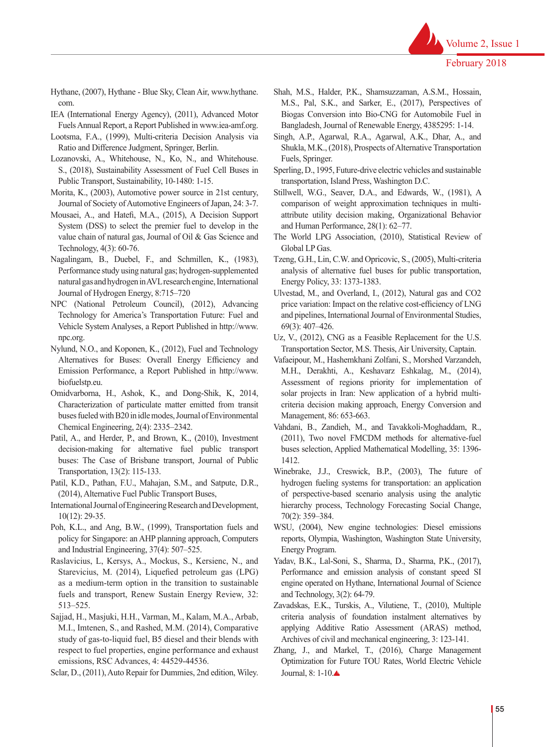Hythane, (2007), Hythane - Blue Sky, Clean Air, www.hythane.com.

IEA (International Energy Agency), (2011), Advanced Motor Fuels Annual Report, a Report Published in www.iea-amf.org.

Lootsma, F.A., (1999), Multi-criteria Decision Analysis via Ratio and Difference Judgment, Springer, Berlin.

Lozanovski, A., Whitehouse, N., Ko, N., and Whitehouse. S., (2018), Sustainability Assessment of Fuel Cell Buses in Public Transport, Sustainability, 10-1480: 1-15.

Morita, K., (2003), Automotive power source in 21st century, Journal of Society of Automotive Engineers of Japan, 24: 3-7.

Mousaei, A., and Hatefi, M.A., (2015), A Decision Support System (DSS) to select the premier fuel to develop in the value chain of natural gas, Journal of Oil & Gas Science and Technology, 4(3): 60-76.

Nagalingam, B., Duebel, F., and Schmillen, K., (1983), Performance study using natural gas; hydrogen-supplemented natural gas and hydrogen in AVL research engine, International Journal of Hydrogen Energy, 8:715–720

NPC (National Petroleum Council), (2012), Advancing Technology for America's Transportation Future: Fuel and Vehicle System Analyses, a Report Published in http://www.npc.org.

Nylund, N.O., and Koponen, K., (2012), Fuel and Technology Alternatives for Buses: Overall Energy Efficiency and Emission Performance, a Report Published in http://www.biofuelstp.eu.

Omidvarborna, H., Ashok, K., and Dong-Shik, K, 2014, Characterization of particulate matter emitted from transit buses fueled with B20 in idle modes, Journal of Environmental Chemical Engineering, 2(4): 2335–2342.

Patil, A., and Herder, P., and Brown, K., (2010), Investment decision-making for alternative fuel public transport buses: The Case of Brisbane transport, Journal of Public Transportation, 13(2): 115-133.

Patil, K.D., Pathan, F.U., Mahajan, S.M., and Satpute, D.R., (2014), Alternative Fuel Public Transport Buses, International Journal of Engineering Research and Development, 10(12): 29-35.

Poh, K.L., and Ang, B.W., (1999), Transportation fuels and policy for Singapore: an AHP planning approach, Computers and Industrial Engineering, 37(4): 507–525.

Raslavicius, L, Kersys, A., Mockus, S., Kersienc, N., and Starevicius, M. (2014), Liquefied petroleum gas (LPG) as a medium-term option in the transition to sustainable fuels and transport, Renew Sustain Energy Review, 32: 513–525.

Sajjad, H., Masjuki, H.H., Varman, M., Kalam, M.A., Arbab, M.I., Imtenen, S., and Rashed, M.M. (2014), Comparative study of gas-to-liquid fuel, B5 diesel and their blends with respect to fuel properties, engine performance and exhaust emissions, RSC Advances, 4: 44529-44536.

Sclar, D., (2011), Auto Repair for Dummies, 2nd edition, Wiley.

Shah, M.S., Halder, P.K., Shamsuzzaman, A.S.M., Hossain, M.S., Pal, S.K., and Sarker, E., (2017), Perspectives of Biogas Conversion into Bio-CNG for Automobile Fuel in Bangladesh, Journal of Renewable Energy, 4385295: 1-14.

Singh, A.P., Agarwal, R.A., Agarwal, A.K., Dhar, A., and Shukla, M.K., (2018), Prospects of Alternative Transportation Fuels, Springer.

Sperling, D., 1995, Future-drive electric vehicles and sustainable transportation, Island Press, Washington D.C.

Stillwell, W.G., Seaver, D.A., and Edwards, W., (1981), A comparison of weight approximation techniques in multi-attribute utility decision making, Organizational Behavior and Human Performance, 28(1): 62–77.

The World LPG Association, (2010), Statistical Review of Global LP Gas.

Tzeng, G.H., Lin, C.W. and Opricovic, S., (2005), Multi-criteria analysis of alternative fuel buses for public transportation, Energy Policy, 33: 1373-1383.

Ulvestad, M., and Overland, I., (2012), Natural gas and CO2 price variation: Impact on the relative cost-efficiency of LNG and pipelines, International Journal of Environmental Studies, 69(3): 407–426.

Uz, V., (2012), CNG as a Feasible Replacement for the U.S. Transportation Sector, M.S. Thesis, Air University, Captain.

Vafaeipour, M., Hashemkhani Zolfani, S., Morshed Varzandeh, M.H., Derakhti, A., Keshavarz Eshkalag, M., (2014), Assessment of regions priority for implementation of solar projects in Iran: New application of a hybrid multi-criteria decision making approach, Energy Conversion and Management, 86: 653-663.

Vahdani, B., Zandieh, M., and Tavakkoli-Moghaddam, R., (2011), Two novel FMCDM methods for alternative-fuel buses selection, Applied Mathematical Modelling, 35: 1396-1412.

Winebrake, J.J., Creswick, B.P., (2003), The future of hydrogen fueling systems for transportation: an application of perspective-based scenario analysis using the analytic hierarchy process, Technology Forecasting Social Change, 70(2): 359–384.

WSU, (2004), New engine technologies: Diesel emissions reports, Olympia, Washington, Washington State University, Energy Program.

Yadav, B.K., Lal-Soni, S., Sharma, D., Sharma, P.K., (2017), Performance and emission analysis of constant speed SI engine operated on Hythane, International Journal of Science and Technology, 3(2): 64-79.

Zavadskas, E.K., Turskis, A., Vilutiene, T., (2010), Multiple criteria analysis of foundation instalment alternatives by applying Additive Ratio Assessment (ARAS) method, Archives of civil and mechanical engineering, 3: 123-141.

Zhang, J., and Markel, T., (2016), Charge Management Optimization for Future TOU Rates, World Electric Vehicle Journal, 8: 1-10.